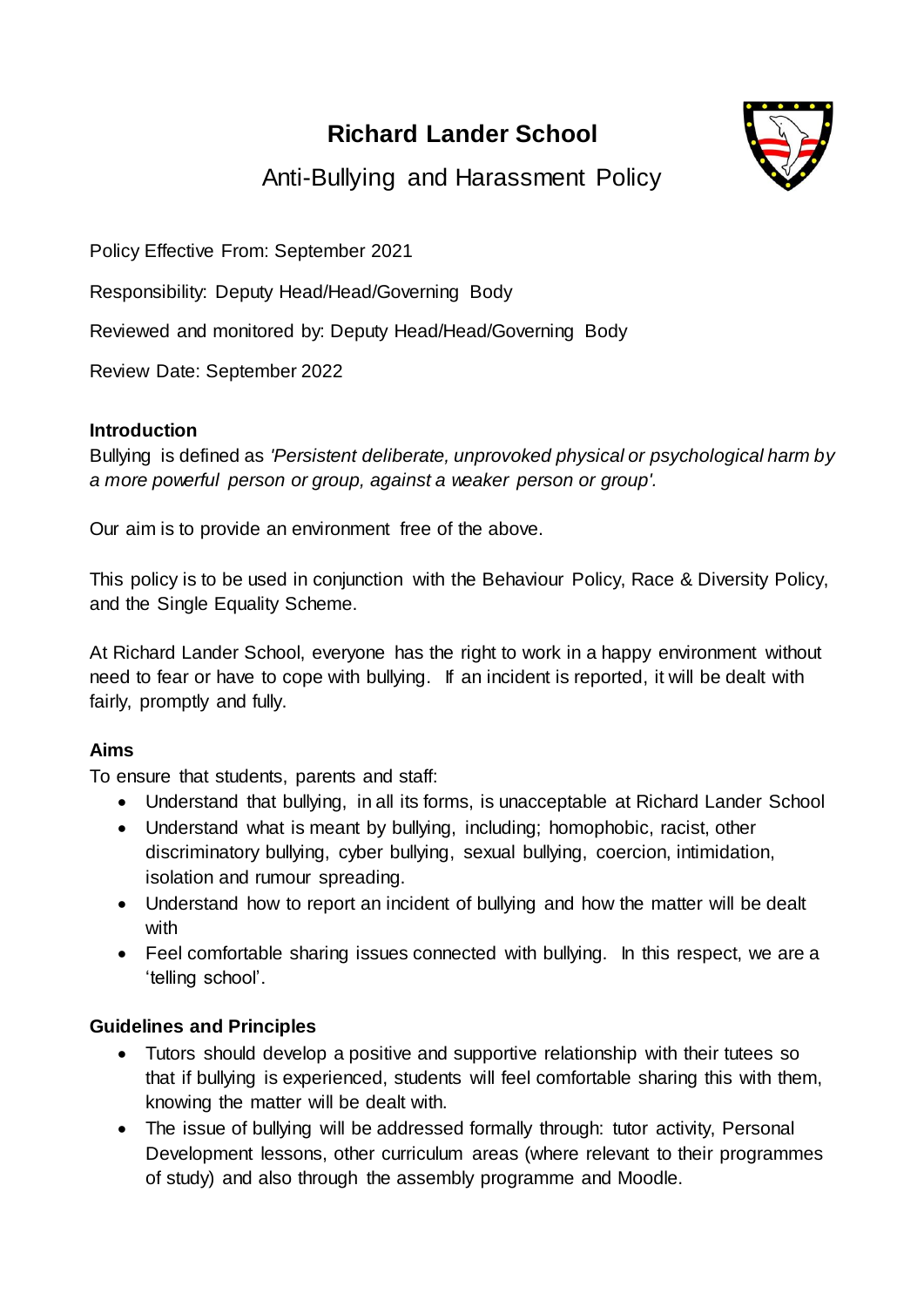# Richard Lander School

## Anti-Bullying and Harassment Policy

Policy Effective From: September 2021

Responsibility: Deputy Head/Head/Governing Body

Reviewed and monitored by: Deputy Head/Head/Governing Body

Review Date: September 2022

### Introduction

Bullying is defined as *'Persistent deliberate, unprovoked physical or psychological harm by a more powerful person or group, against a weaker person or group'.*

Our aim is to provide an environment free of the above.

This policy is to be used in conjunction with the Behaviour Policy, Race & Diversity Policy, and the Single Equality Scheme.

At Richard Lander School, everyone has the right to work in a happy environment without need to fear or have to cope with bullying. If an incident is reported, it will be dealt with fairly, promptly and fully.

### Aims

To ensure that students, parents and staff:

- Understand that bullying, in all its forms, is unacceptable at Richard Lander School
- Understand what is meant by bullying, including; homophobic, racist, other discriminatory bullying, cyber bullying, sexual bullying, coercion, intimidation, isolation and rumour spreading.
- Understand how to report an incident of bullying and how the matter will be dealt with
- Feel comfortable sharing issues connected with bullying. In this respect, we are a 'telling school'.

### Guidelines and Principles

- Tutors should develop a positive and supportive relationship with their tutees so that if bullying is experienced, students will feel comfortable sharing this with them, knowing the matter will be dealt with.
- The issue of bullying will be addressed formally through: tutor activity, Personal Development lessons, other curriculum areas (where relevant to their programmes of study) and also through the assembly programme and Moodle.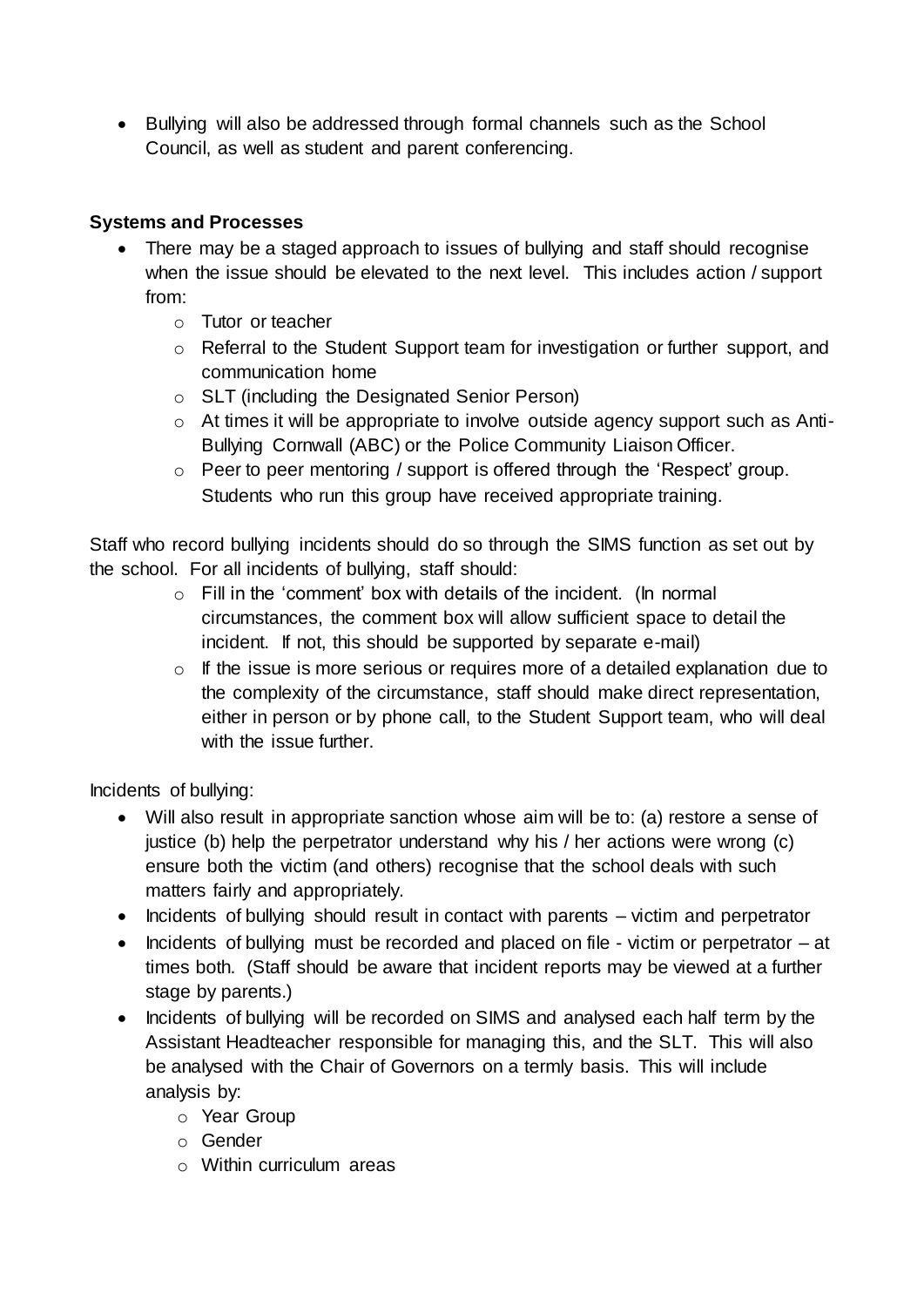- Bullying will also be addressed through formal channels such as the School Council, as well as student and parent conferencing.

**Systems and Processes**

- There may be a staged approach to issues of bullying and staff should recognise when the issue should be elevated to the next level. This includes action / support from:
    - Tutor or teacher
    - Referral to the Student Support team for investigation or further support, and communication home
    - SLT (including the Designated Senior Person)
    - At times it will be appropriate to involve outside agency support such as Anti-Bullying Cornwall (ABC) or the Police Community Liaison Officer.
    - Peer to peer mentoring / support is offered through the 'Respect' group. Students who run this group have received appropriate training.

Staff who record bullying incidents should do so through the SIMS function as set out by the school. For all incidents of bullying, staff should:

- Fill in the 'comment' box with details of the incident. (In normal circumstances, the comment box will allow sufficient space to detail the incident. If not, this should be supported by separate e-mail)
- If the issue is more serious or requires more of a detailed explanation due to the complexity of the circumstance, staff should make direct representation, either in person or by phone call, to the Student Support team, who will deal with the issue further.

Incidents of bullying:

- Will also result in appropriate sanction whose aim will be to: (a) restore a sense of justice (b) help the perpetrator understand why his / her actions were wrong (c) ensure both the victim (and others) recognise that the school deals with such matters fairly and appropriately.
- Incidents of bullying should result in contact with parents – victim and perpetrator
- Incidents of bullying must be recorded and placed on file - victim or perpetrator – at times both. (Staff should be aware that incident reports may be viewed at a further stage by parents.)
- Incidents of bullying will be recorded on SIMS and analysed each half term by the Assistant Headteacher responsible for managing this, and the SLT. This will also be analysed with the Chair of Governors on a termly basis. This will include analysis by:
    - Year Group
    - Gender
    - Within curriculum areas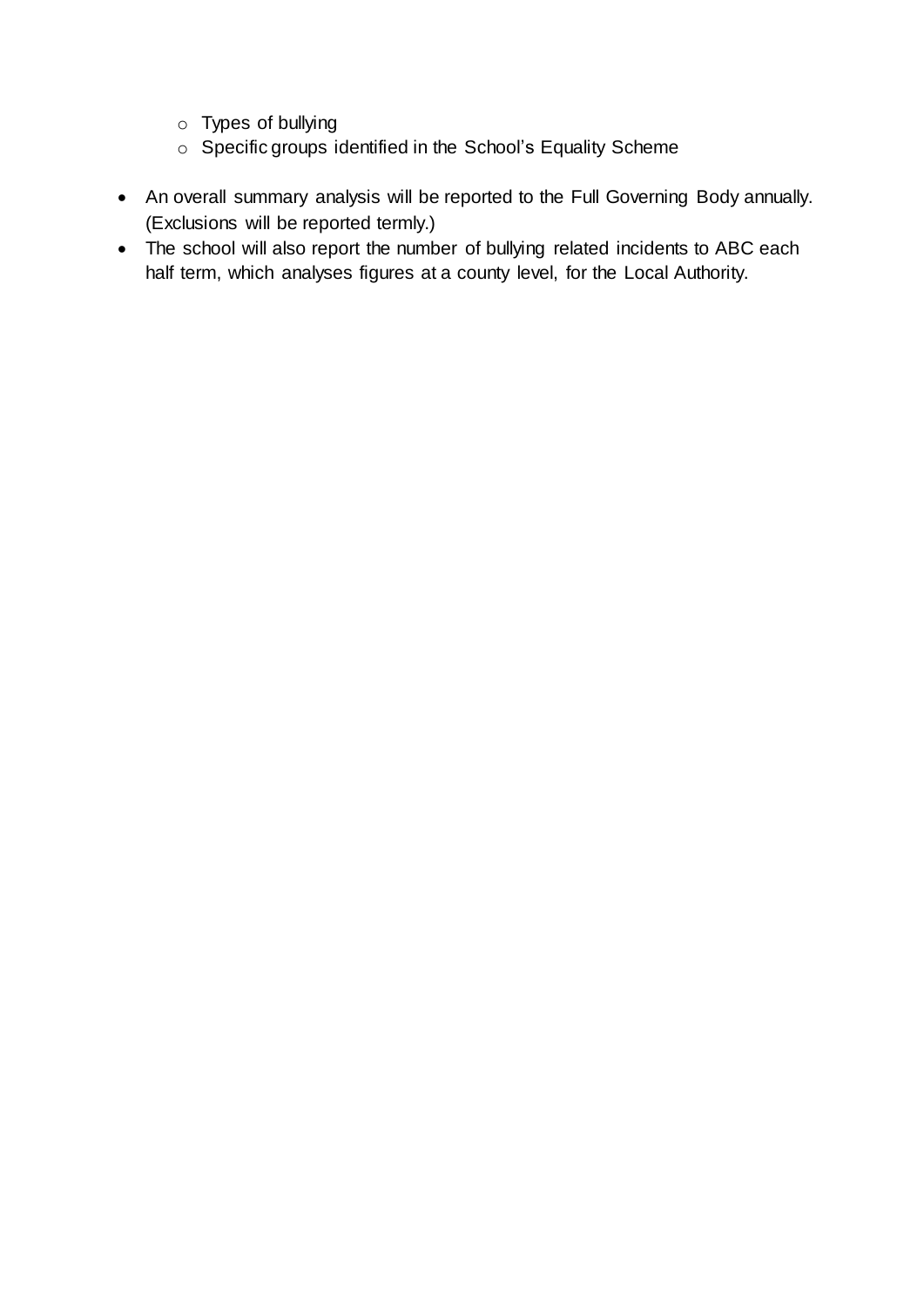- Types of bullying
  - Specific groups identified in the School's Equality Scheme

- An overall summary analysis will be reported to the Full Governing Body annually. (Exclusions will be reported termly.)
- The school will also report the number of bullying related incidents to ABC each half term, which analyses figures at a county level, for the Local Authority.